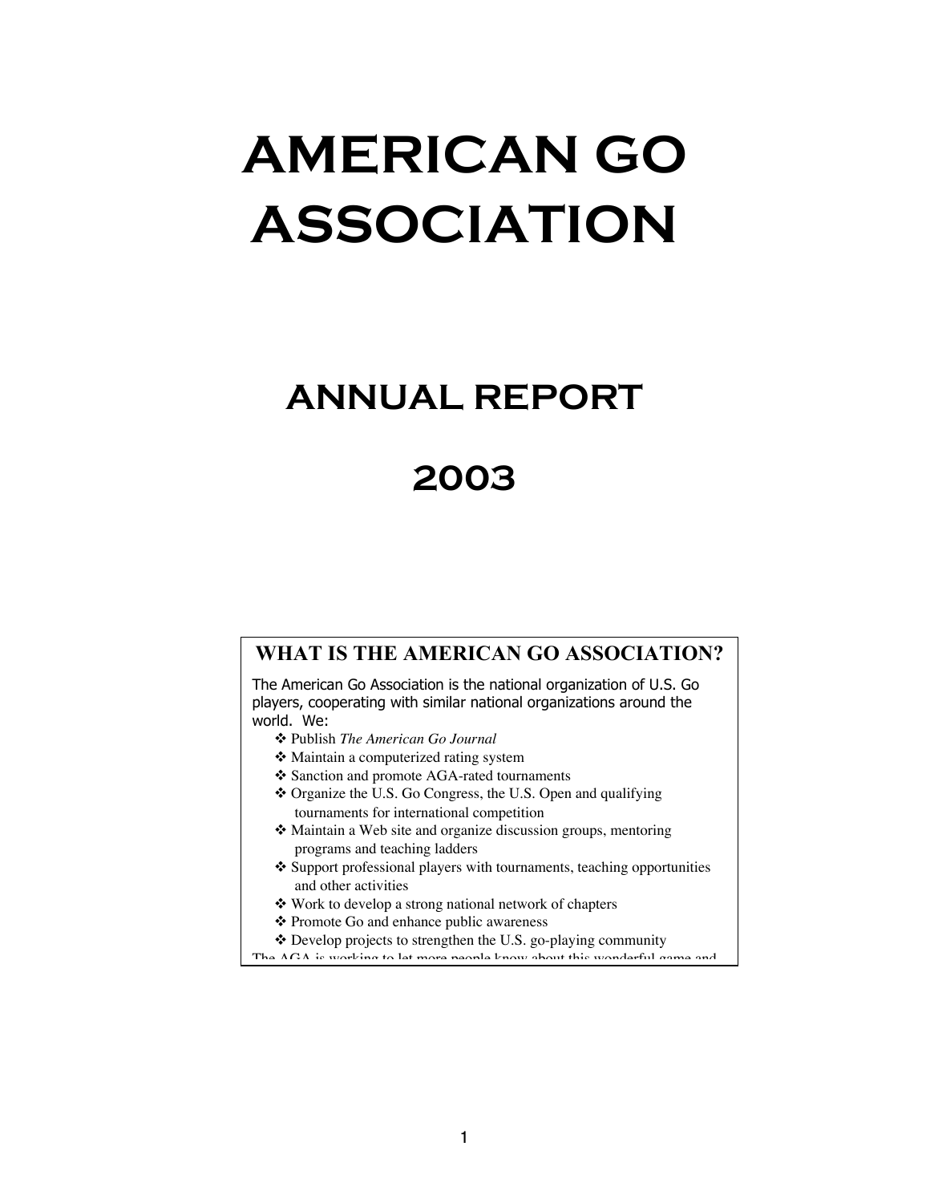# AMERICAN GO ASSOCIATION

## ANNUAL REPORT

## 2003

### WHAT IS THE AMERICAN GO ASSOCIATION?

The American Go Association is the national organization of U.S. Go players, cooperating with similar national organizations around the world. We:

- Publish *The American Go Journal*
- Maintain a computerized rating system
- Sanction and promote AGA-rated tournaments
- Organize the U.S. Go Congress, the U.S. Open and qualifying tournaments for international competition
- Maintain a Web site and organize discussion groups, mentoring programs and teaching ladders
- Support professional players with tournaments, teaching opportunities and other activities
- Work to develop a strong national network of chapters
- Promote Go and enhance public awareness
- Develop projects to strengthen the U.S. go-playing community

The AGA is working to let more people know about this wonderful game and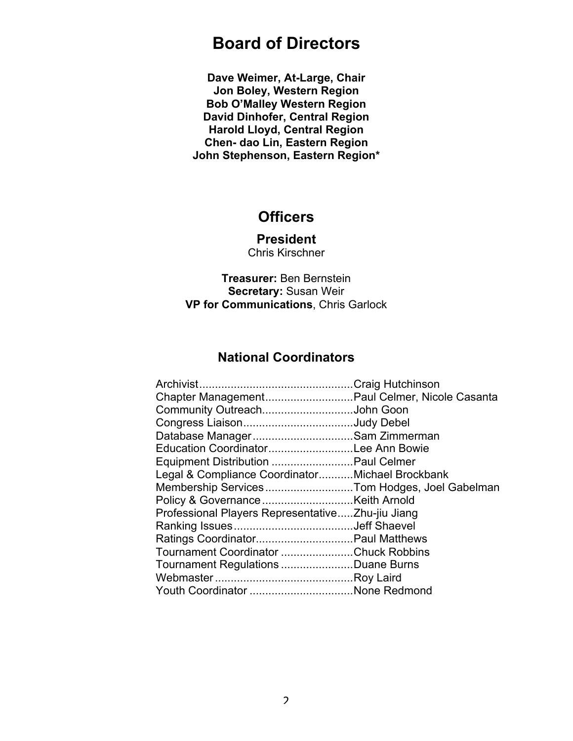# Board of Directors

**Dave Weimer, At-Large, Chair**
**Jon Boley, Western Region**
**Bob O'Malley Western Region**
**David Dinhofer, Central Region**
**Harold Lloyd, Central Region**
**Chen- dao Lin, Eastern Region**
**John Stephenson, Eastern Region***

## Officers

### President

Chris Kirschner

**Treasurer:** Ben Bernstein
**Secretary:** Susan Weir
**VP for Communications**, Chris Garlock

### National Coordinators

Archivist.................................................Craig Hutchinson
Chapter Management............................Paul Celmer, Nicole Casanta
Community Outreach.............................John Goon
Congress Liaison...................................Judy Debel
Database Manager................................Sam Zimmerman
Education Coordinator...........................Lee Ann Bowie
Equipment Distribution ..........................Paul Celmer
Legal & Compliance Coordinator...........Michael Brockbank
Membership Services............................Tom Hodges, Joel Gabelman
Policy & Governance.............................Keith Arnold
Professional Players Representative.....Zhu-jiu Jiang
Ranking Issues......................................Jeff Shaevel
Ratings Coordinator...............................Paul Matthews
Tournament Coordinator .......................Chuck Robbins
Tournament Regulations .......................Duane Burns
Webmaster ............................................Roy Laird
Youth Coordinator .................................None Redmond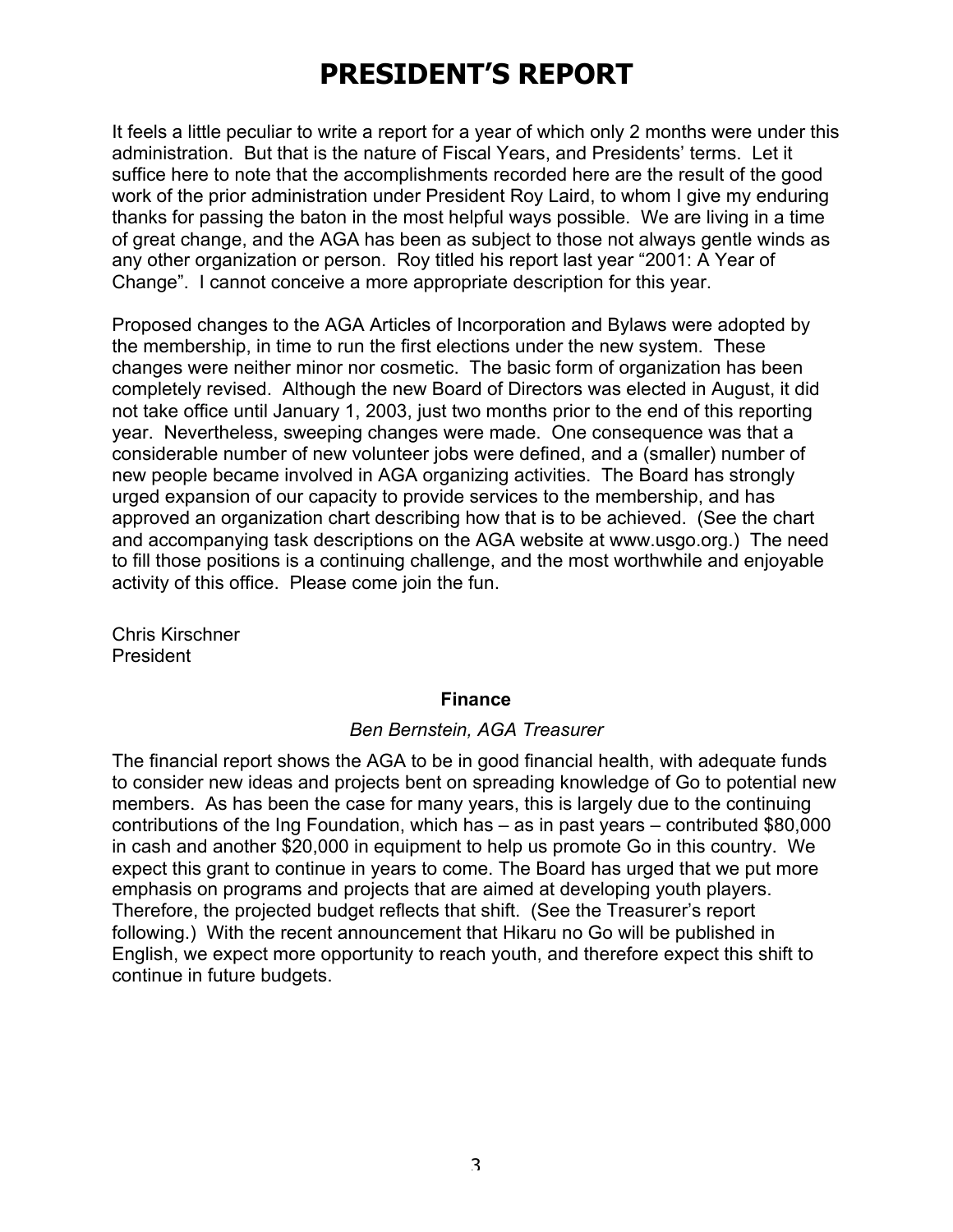# PRESIDENT'S REPORT

It feels a little peculiar to write a report for a year of which only 2 months were under this administration. But that is the nature of Fiscal Years, and Presidents' terms. Let it suffice here to note that the accomplishments recorded here are the result of the good work of the prior administration under President Roy Laird, to whom I give my enduring thanks for passing the baton in the most helpful ways possible. We are living in a time of great change, and the AGA has been as subject to those not always gentle winds as any other organization or person. Roy titled his report last year "2001: A Year of Change". I cannot conceive a more appropriate description for this year.

Proposed changes to the AGA Articles of Incorporation and Bylaws were adopted by the membership, in time to run the first elections under the new system. These changes were neither minor nor cosmetic. The basic form of organization has been completely revised. Although the new Board of Directors was elected in August, it did not take office until January 1, 2003, just two months prior to the end of this reporting year. Nevertheless, sweeping changes were made. One consequence was that a considerable number of new volunteer jobs were defined, and a (smaller) number of new people became involved in AGA organizing activities. The Board has strongly urged expansion of our capacity to provide services to the membership, and has approved an organization chart describing how that is to be achieved. (See the chart and accompanying task descriptions on the AGA website at www.usgo.org.) The need to fill those positions is a continuing challenge, and the most worthwhile and enjoyable activity of this office. Please come join the fun.

Chris Kirschner
President

### Finance

*Ben Bernstein, AGA Treasurer*

The financial report shows the AGA to be in good financial health, with adequate funds to consider new ideas and projects bent on spreading knowledge of Go to potential new members. As has been the case for many years, this is largely due to the continuing contributions of the Ing Foundation, which has – as in past years – contributed $80,000 in cash and another $20,000 in equipment to help us promote Go in this country. We expect this grant to continue in years to come. The Board has urged that we put more emphasis on programs and projects that are aimed at developing youth players. Therefore, the projected budget reflects that shift. (See the Treasurer's report following.) With the recent announcement that Hikaru no Go will be published in English, we expect more opportunity to reach youth, and therefore expect this shift to continue in future budgets.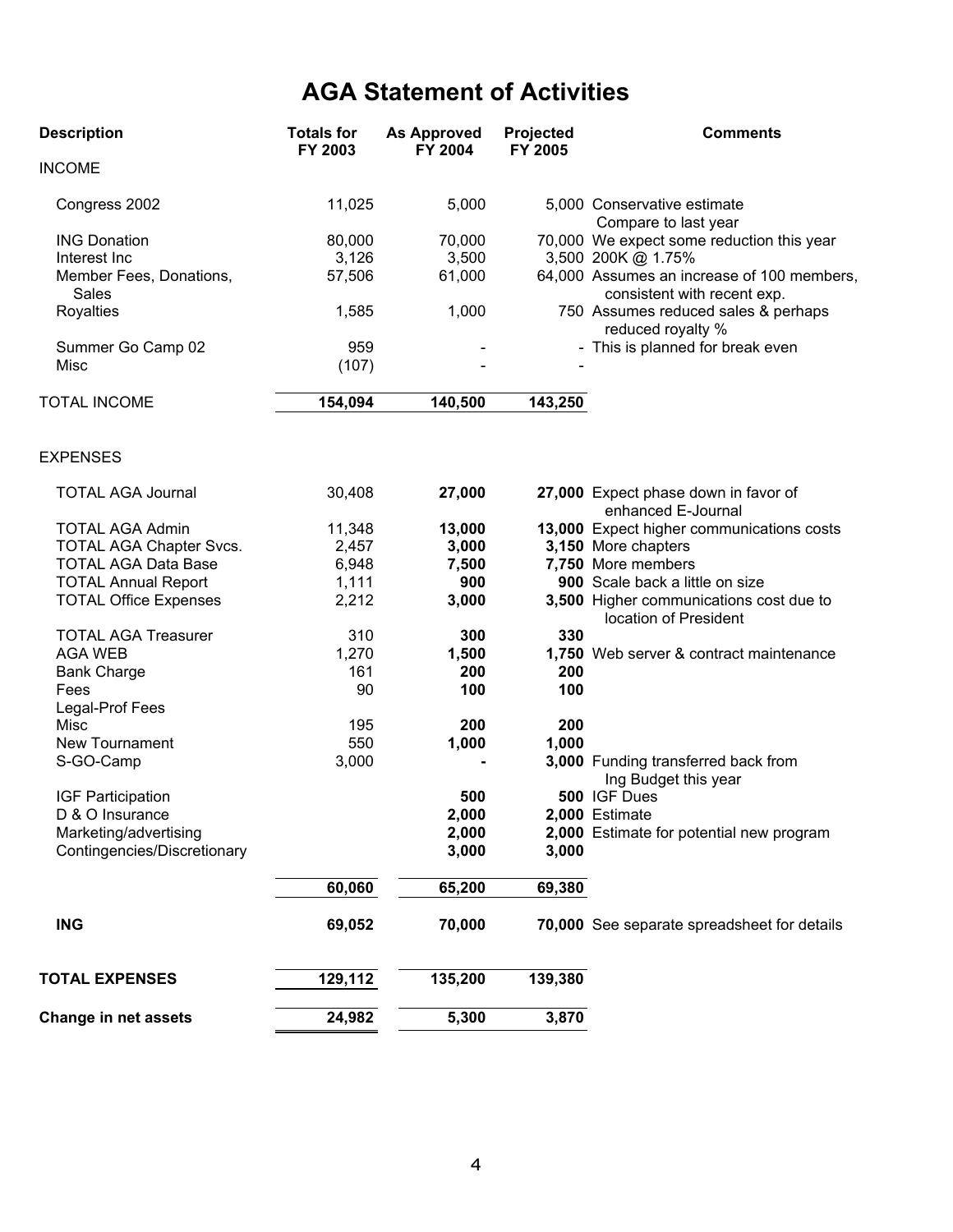# AGA Statement of Activities

| Description | Totals for FY 2003 | As Approved FY 2004 | Projected FY 2005 | Comments |
|---|---|---|---|---|
| INCOME | | | | |
| Congress 2002 | 11,025 | 5,000 | 5,000 | Conservative estimate Compare to last year |
| ING Donation | 80,000 | 70,000 | 70,000 | We expect some reduction this year |
| Interest Inc | 3,126 | 3,500 | 3,500 | 200K @ 1.75% |
| Member Fees, Donations, Sales | 57,506 | 61,000 | 64,000 | Assumes an increase of 100 members, consistent with recent exp. |
| Royalties | 1,585 | 1,000 | 750 | Assumes reduced sales & perhaps reduced royalty % |
| Summer Go Camp 02 | 959 | - | - | This is planned for break even |
| Misc | (107) | - | - | |
| TOTAL INCOME | **154,094** | **140,500** | **143,250** | |
| EXPENSES | | | | |
| TOTAL AGA Journal | 30,408 | **27,000** | **27,000** | Expect phase down in favor of enhanced E-Journal |
| TOTAL AGA Admin | 11,348 | **13,000** | **13,000** | Expect higher communications costs |
| TOTAL AGA Chapter Svcs. | 2,457 | **3,000** | **3,150** | More chapters |
| TOTAL AGA Data Base | 6,948 | **7,500** | **7,750** | More members |
| TOTAL Annual Report | 1,111 | **900** | **900** | Scale back a little on size |
| TOTAL Office Expenses | 2,212 | **3,000** | **3,500** | Higher communications cost due to location of President |
| TOTAL AGA Treasurer | 310 | **300** | **330** | |
| AGA WEB | 1,270 | **1,500** | **1,750** | Web server & contract maintenance |
| Bank Charge | 161 | **200** | **200** | |
| Fees | 90 | **100** | **100** | |
| Legal-Prof Fees | | | | |
| Misc | 195 | **200** | **200** | |
| New Tournament | 550 | **1,000** | **1,000** | |
| S-GO-Camp | 3,000 | **-** | **3,000** | Funding transferred back from Ing Budget this year |
| IGF Participation | | **500** | **500** | IGF Dues |
| D & O Insurance | | **2,000** | **2,000** | Estimate |
| Marketing/advertising | | **2,000** | **2,000** | Estimate for potential new program |
| Contingencies/Discretionary | | **3,000** | **3,000** | |
| | **60,060** | **65,200** | **69,380** | |
| **ING** | **69,052** | **70,000** | **70,000** | See separate spreadsheet for details |
| **TOTAL EXPENSES** | **129,112** | **135,200** | **139,380** | |
| **Change in net assets** | **24,982** | **5,300** | **3,870** | |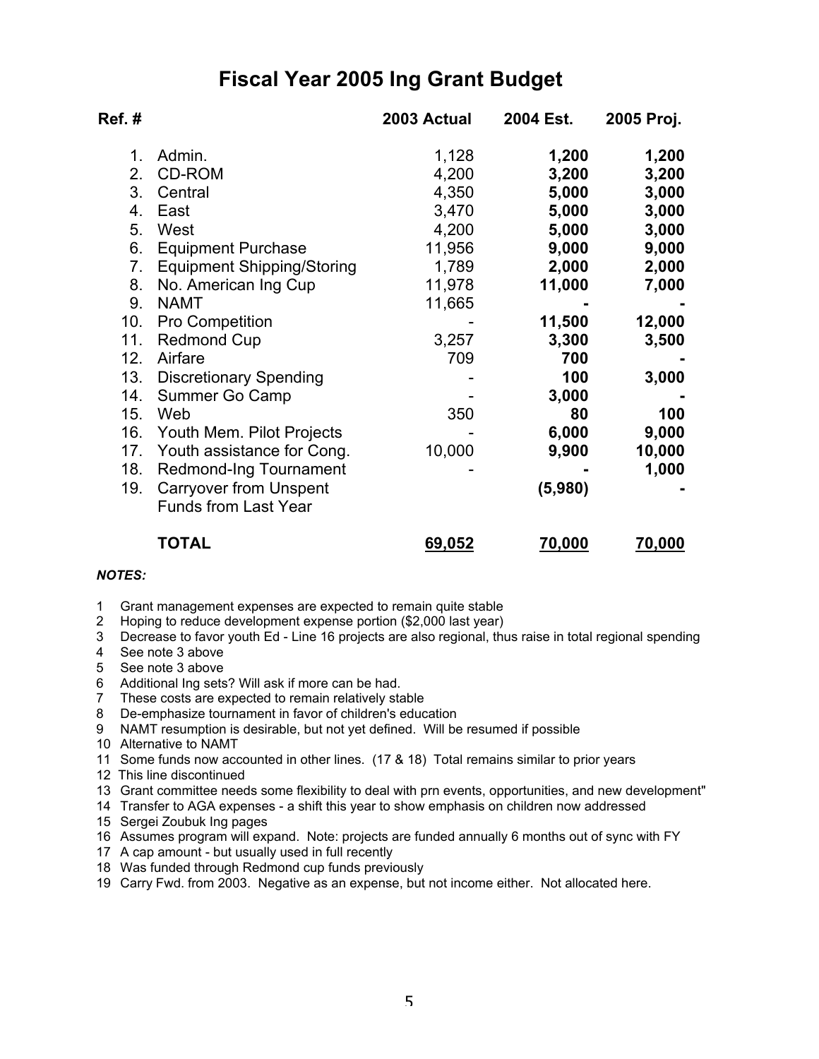# Fiscal Year 2005 Ing Grant Budget

| Ref. # | | 2003 Actual | 2004 Est. | 2005 Proj. |
|---|---|---|---|---|
| 1. | Admin. | 1,128 | **1,200** | **1,200** |
| 2. | CD-ROM | 4,200 | **3,200** | **3,200** |
| 3. | Central | 4,350 | **5,000** | **3,000** |
| 4. | East | 3,470 | **5,000** | **3,000** |
| 5. | West | 4,200 | **5,000** | **3,000** |
| 6. | Equipment Purchase | 11,956 | **9,000** | **9,000** |
| 7. | Equipment Shipping/Storing | 1,789 | **2,000** | **2,000** |
| 8. | No. American Ing Cup | 11,978 | **11,000** | **7,000** |
| 9. | NAMT | 11,665 | **-** | **-** |
| 10. | Pro Competition | - | **11,500** | **12,000** |
| 11. | Redmond Cup | 3,257 | **3,300** | **3,500** |
| 12. | Airfare | 709 | **700** | **-** |
| 13. | Discretionary Spending | - | **100** | **3,000** |
| 14. | Summer Go Camp | - | **3,000** | **-** |
| 15. | Web | 350 | **80** | **100** |
| 16. | Youth Mem. Pilot Projects | - | **6,000** | **9,000** |
| 17. | Youth assistance for Cong. | 10,000 | **9,900** | **10,000** |
| 18. | Redmond-Ing Tournament | - | **-** | **1,000** |
| 19. | Carryover from Unspent Funds from Last Year | | **(5,980)** | **-** |
| | **TOTAL** | **69,052** | **70,000** | **70,000** |

***NOTES:***

1 Grant management expenses are expected to remain quite stable
2 Hoping to reduce development expense portion ($2,000 last year)
3 Decrease to favor youth Ed - Line 16 projects are also regional, thus raise in total regional spending
4 See note 3 above
5 See note 3 above
6 Additional Ing sets? Will ask if more can be had.
7 These costs are expected to remain relatively stable
8 De-emphasize tournament in favor of children's education
9 NAMT resumption is desirable, but not yet defined. Will be resumed if possible
10 Alternative to NAMT
11 Some funds now accounted in other lines. (17 & 18) Total remains similar to prior years
12 This line discontinued
13 Grant committee needs some flexibility to deal with prn events, opportunities, and new development"
14 Transfer to AGA expenses - a shift this year to show emphasis on children now addressed
15 Sergei Zoubuk Ing pages
16 Assumes program will expand. Note: projects are funded annually 6 months out of sync with FY
17 A cap amount - but usually used in full recently
18 Was funded through Redmond cup funds previously
19 Carry Fwd. from 2003. Negative as an expense, but not income either. Not allocated here.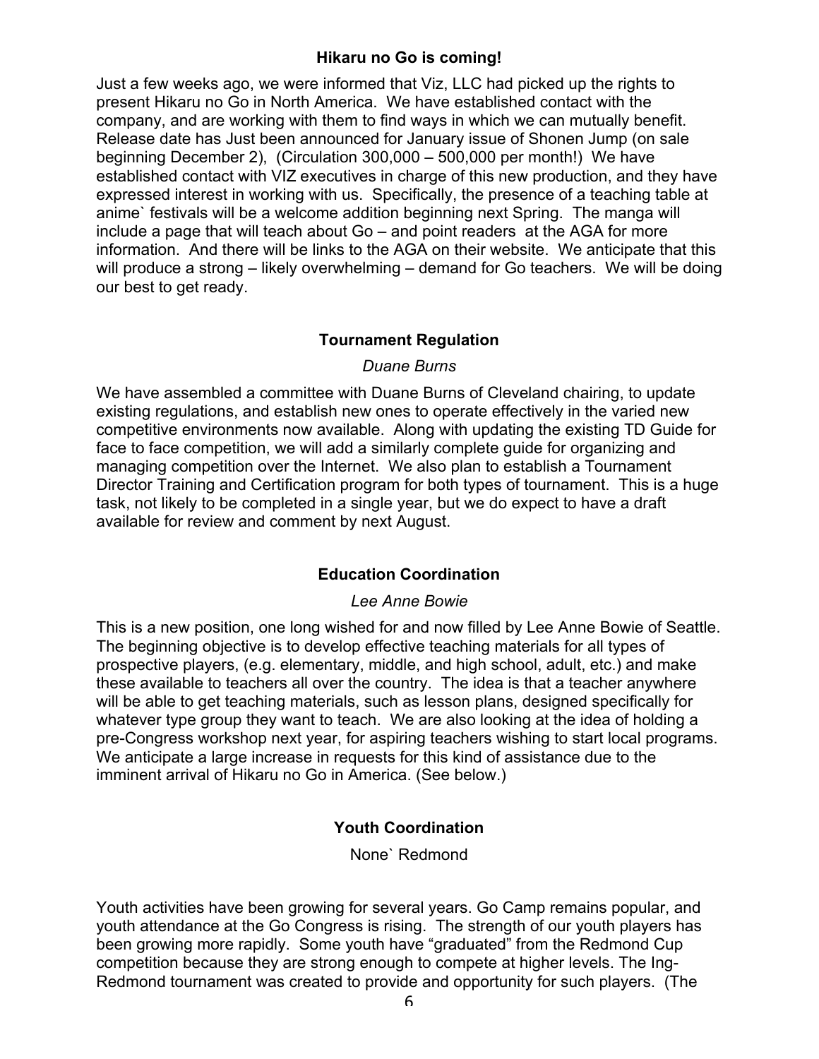### Hikaru no Go is coming!

Just a few weeks ago, we were informed that Viz, LLC had picked up the rights to present Hikaru no Go in North America. We have established contact with the company, and are working with them to find ways in which we can mutually benefit. Release date has Just been announced for January issue of Shonen Jump (on sale beginning December 2), (Circulation 300,000 – 500,000 per month!) We have established contact with VIZ executives in charge of this new production, and they have expressed interest in working with us. Specifically, the presence of a teaching table at anime` festivals will be a welcome addition beginning next Spring. The manga will include a page that will teach about Go – and point readers at the AGA for more information. And there will be links to the AGA on their website. We anticipate that this will produce a strong – likely overwhelming – demand for Go teachers. We will be doing our best to get ready.

### Tournament Regulation

*Duane Burns*

We have assembled a committee with Duane Burns of Cleveland chairing, to update existing regulations, and establish new ones to operate effectively in the varied new competitive environments now available. Along with updating the existing TD Guide for face to face competition, we will add a similarly complete guide for organizing and managing competition over the Internet. We also plan to establish a Tournament Director Training and Certification program for both types of tournament. This is a huge task, not likely to be completed in a single year, but we do expect to have a draft available for review and comment by next August.

### Education Coordination

*Lee Anne Bowie*

This is a new position, one long wished for and now filled by Lee Anne Bowie of Seattle. The beginning objective is to develop effective teaching materials for all types of prospective players, (e.g. elementary, middle, and high school, adult, etc.) and make these available to teachers all over the country. The idea is that a teacher anywhere will be able to get teaching materials, such as lesson plans, designed specifically for whatever type group they want to teach. We are also looking at the idea of holding a pre-Congress workshop next year, for aspiring teachers wishing to start local programs. We anticipate a large increase in requests for this kind of assistance due to the imminent arrival of Hikaru no Go in America. (See below.)

### Youth Coordination

None` Redmond

Youth activities have been growing for several years. Go Camp remains popular, and youth attendance at the Go Congress is rising. The strength of our youth players has been growing more rapidly. Some youth have "graduated" from the Redmond Cup competition because they are strong enough to compete at higher levels. The Ing-Redmond tournament was created to provide and opportunity for such players. (The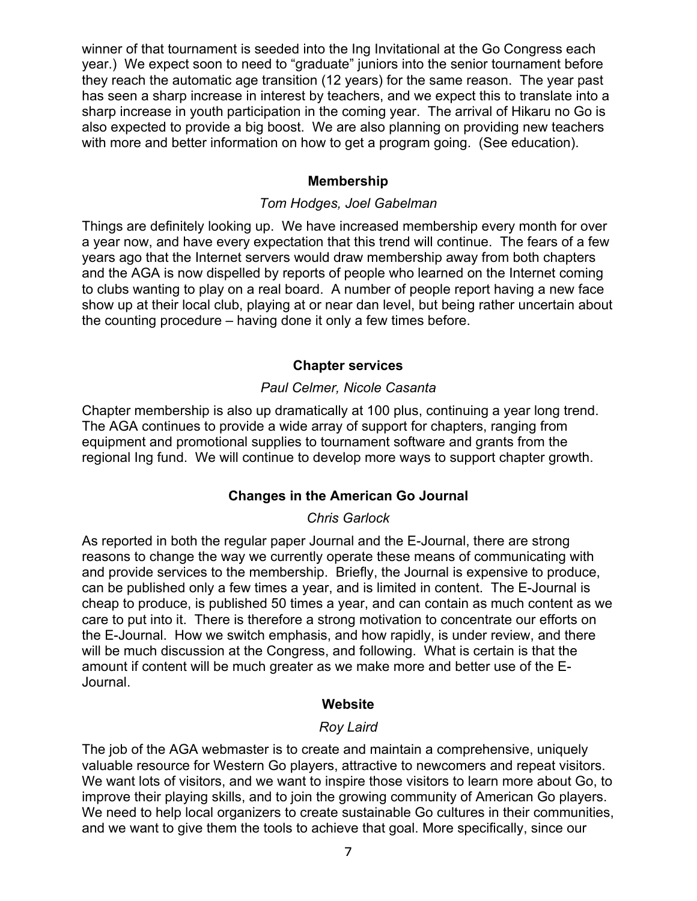winner of that tournament is seeded into the Ing Invitational at the Go Congress each year.) We expect soon to need to "graduate" juniors into the senior tournament before they reach the automatic age transition (12 years) for the same reason. The year past has seen a sharp increase in interest by teachers, and we expect this to translate into a sharp increase in youth participation in the coming year. The arrival of Hikaru no Go is also expected to provide a big boost. We are also planning on providing new teachers with more and better information on how to get a program going. (See education).

### Membership

*Tom Hodges, Joel Gabelman*

Things are definitely looking up. We have increased membership every month for over a year now, and have every expectation that this trend will continue. The fears of a few years ago that the Internet servers would draw membership away from both chapters and the AGA is now dispelled by reports of people who learned on the Internet coming to clubs wanting to play on a real board. A number of people report having a new face show up at their local club, playing at or near dan level, but being rather uncertain about the counting procedure – having done it only a few times before.

### Chapter services

*Paul Celmer, Nicole Casanta*

Chapter membership is also up dramatically at 100 plus, continuing a year long trend. The AGA continues to provide a wide array of support for chapters, ranging from equipment and promotional supplies to tournament software and grants from the regional Ing fund. We will continue to develop more ways to support chapter growth.

### Changes in the American Go Journal

*Chris Garlock*

As reported in both the regular paper Journal and the E-Journal, there are strong reasons to change the way we currently operate these means of communicating with and provide services to the membership. Briefly, the Journal is expensive to produce, can be published only a few times a year, and is limited in content. The E-Journal is cheap to produce, is published 50 times a year, and can contain as much content as we care to put into it. There is therefore a strong motivation to concentrate our efforts on the E-Journal. How we switch emphasis, and how rapidly, is under review, and there will be much discussion at the Congress, and following. What is certain is that the amount if content will be much greater as we make more and better use of the E-Journal.

### Website

*Roy Laird*

The job of the AGA webmaster is to create and maintain a comprehensive, uniquely valuable resource for Western Go players, attractive to newcomers and repeat visitors. We want lots of visitors, and we want to inspire those visitors to learn more about Go, to improve their playing skills, and to join the growing community of American Go players. We need to help local organizers to create sustainable Go cultures in their communities, and we want to give them the tools to achieve that goal. More specifically, since our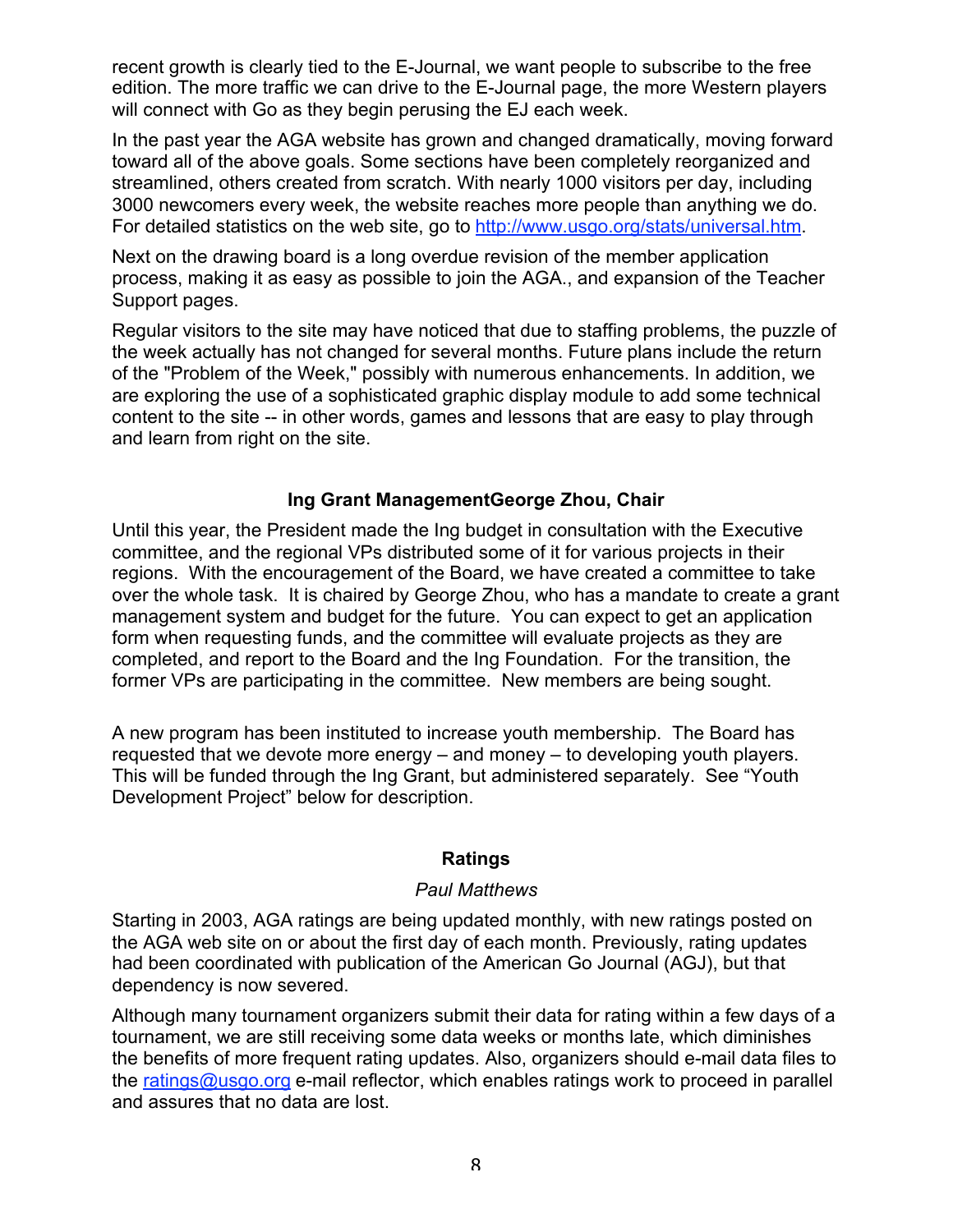recent growth is clearly tied to the E-Journal, we want people to subscribe to the free edition. The more traffic we can drive to the E-Journal page, the more Western players will connect with Go as they begin perusing the EJ each week.

In the past year the AGA website has grown and changed dramatically, moving forward toward all of the above goals. Some sections have been completely reorganized and streamlined, others created from scratch. With nearly 1000 visitors per day, including 3000 newcomers every week, the website reaches more people than anything we do. For detailed statistics on the web site, go to http://www.usgo.org/stats/universal.htm.

Next on the drawing board is a long overdue revision of the member application process, making it as easy as possible to join the AGA., and expansion of the Teacher Support pages.

Regular visitors to the site may have noticed that due to staffing problems, the puzzle of the week actually has not changed for several months. Future plans include the return of the "Problem of the Week," possibly with numerous enhancements. In addition, we are exploring the use of a sophisticated graphic display module to add some technical content to the site -- in other words, games and lessons that are easy to play through and learn from right on the site.

### Ing Grant ManagementGeorge Zhou, Chair

Until this year, the President made the Ing budget in consultation with the Executive committee, and the regional VPs distributed some of it for various projects in their regions. With the encouragement of the Board, we have created a committee to take over the whole task. It is chaired by George Zhou, who has a mandate to create a grant management system and budget for the future. You can expect to get an application form when requesting funds, and the committee will evaluate projects as they are completed, and report to the Board and the Ing Foundation. For the transition, the former VPs are participating in the committee. New members are being sought.

A new program has been instituted to increase youth membership. The Board has requested that we devote more energy – and money – to developing youth players. This will be funded through the Ing Grant, but administered separately. See “Youth Development Project” below for description.

### Ratings

*Paul Matthews*

Starting in 2003, AGA ratings are being updated monthly, with new ratings posted on the AGA web site on or about the first day of each month. Previously, rating updates had been coordinated with publication of the American Go Journal (AGJ), but that dependency is now severed.

Although many tournament organizers submit their data for rating within a few days of a tournament, we are still receiving some data weeks or months late, which diminishes the benefits of more frequent rating updates. Also, organizers should e-mail data files to the ratings@usgo.org e-mail reflector, which enables ratings work to proceed in parallel and assures that no data are lost.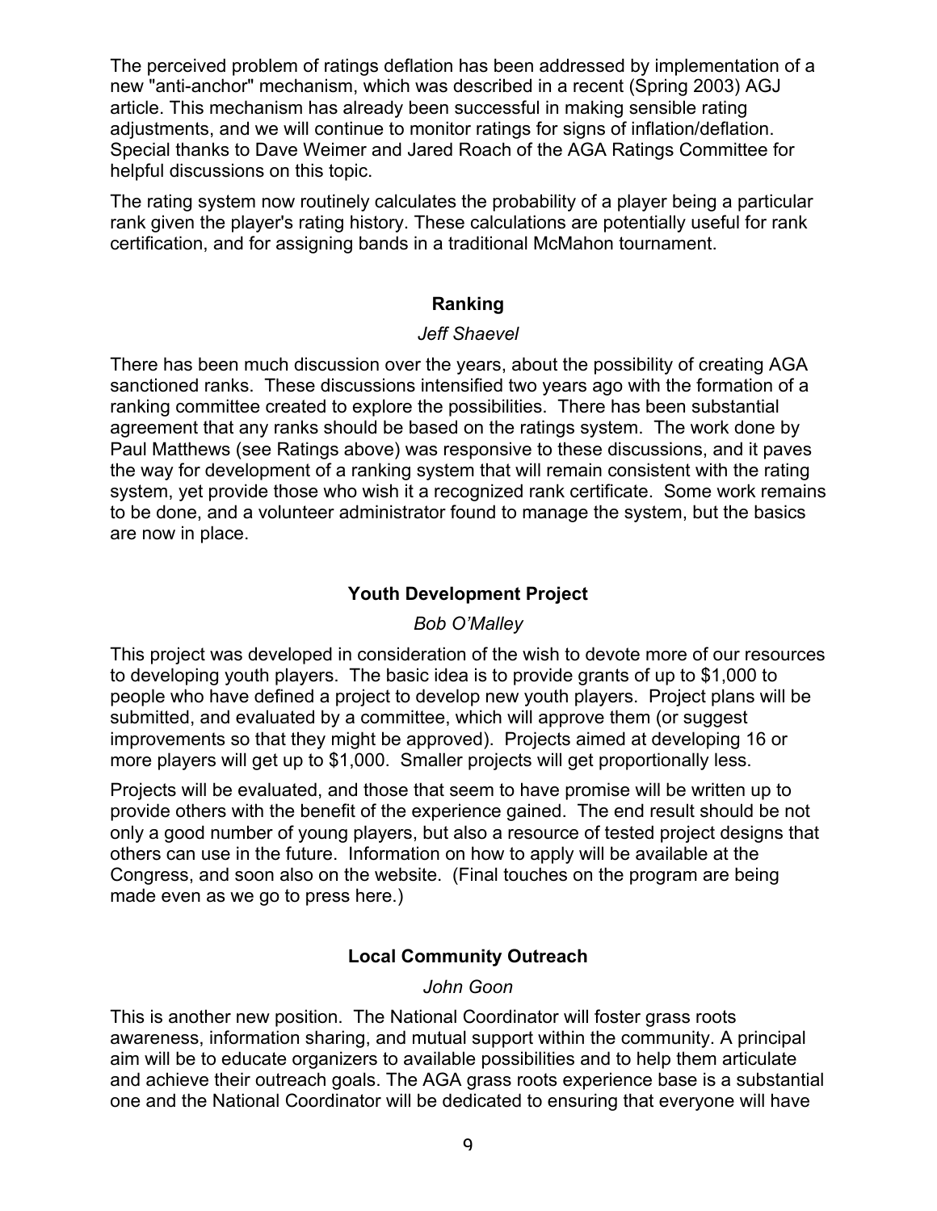The perceived problem of ratings deflation has been addressed by implementation of a new "anti-anchor" mechanism, which was described in a recent (Spring 2003) AGJ article. This mechanism has already been successful in making sensible rating adjustments, and we will continue to monitor ratings for signs of inflation/deflation. Special thanks to Dave Weimer and Jared Roach of the AGA Ratings Committee for helpful discussions on this topic.

The rating system now routinely calculates the probability of a player being a particular rank given the player's rating history. These calculations are potentially useful for rank certification, and for assigning bands in a traditional McMahon tournament.

### Ranking

*Jeff Shaevel*

There has been much discussion over the years, about the possibility of creating AGA sanctioned ranks. These discussions intensified two years ago with the formation of a ranking committee created to explore the possibilities. There has been substantial agreement that any ranks should be based on the ratings system. The work done by Paul Matthews (see Ratings above) was responsive to these discussions, and it paves the way for development of a ranking system that will remain consistent with the rating system, yet provide those who wish it a recognized rank certificate. Some work remains to be done, and a volunteer administrator found to manage the system, but the basics are now in place.

### Youth Development Project

*Bob O'Malley*

This project was developed in consideration of the wish to devote more of our resources to developing youth players. The basic idea is to provide grants of up to $1,000 to people who have defined a project to develop new youth players. Project plans will be submitted, and evaluated by a committee, which will approve them (or suggest improvements so that they might be approved). Projects aimed at developing 16 or more players will get up to $1,000. Smaller projects will get proportionally less.

Projects will be evaluated, and those that seem to have promise will be written up to provide others with the benefit of the experience gained. The end result should be not only a good number of young players, but also a resource of tested project designs that others can use in the future. Information on how to apply will be available at the Congress, and soon also on the website. (Final touches on the program are being made even as we go to press here.)

### Local Community Outreach

*John Goon*

This is another new position. The National Coordinator will foster grass roots awareness, information sharing, and mutual support within the community. A principal aim will be to educate organizers to available possibilities and to help them articulate and achieve their outreach goals. The AGA grass roots experience base is a substantial one and the National Coordinator will be dedicated to ensuring that everyone will have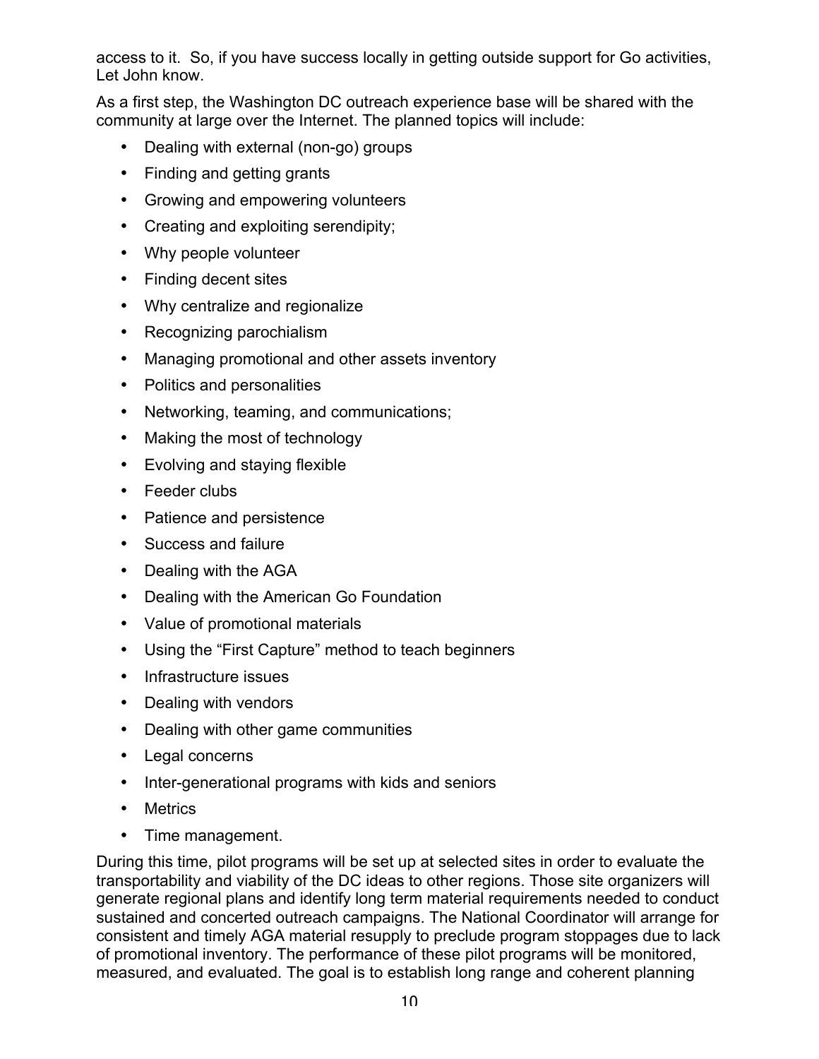access to it.  So, if you have success locally in getting outside support for Go activities, Let John know.

As a first step, the Washington DC outreach experience base will be shared with the community at large over the Internet. The planned topics will include:

- Dealing with external (non-go) groups
- Finding and getting grants
- Growing and empowering volunteers
- Creating and exploiting serendipity;
- Why people volunteer
- Finding decent sites
- Why centralize and regionalize
- Recognizing parochialism
- Managing promotional and other assets inventory
- Politics and personalities
- Networking, teaming, and communications;
- Making the most of technology
- Evolving and staying flexible
- Feeder clubs
- Patience and persistence
- Success and failure
- Dealing with the AGA
- Dealing with the American Go Foundation
- Value of promotional materials
- Using the "First Capture" method to teach beginners
- Infrastructure issues
- Dealing with vendors
- Dealing with other game communities
- Legal concerns
- Inter-generational programs with kids and seniors
- Metrics
- Time management.

During this time, pilot programs will be set up at selected sites in order to evaluate the transportability and viability of the DC ideas to other regions. Those site organizers will generate regional plans and identify long term material requirements needed to conduct sustained and concerted outreach campaigns. The National Coordinator will arrange for consistent and timely AGA material resupply to preclude program stoppages due to lack of promotional inventory. The performance of these pilot programs will be monitored, measured, and evaluated. The goal is to establish long range and coherent planning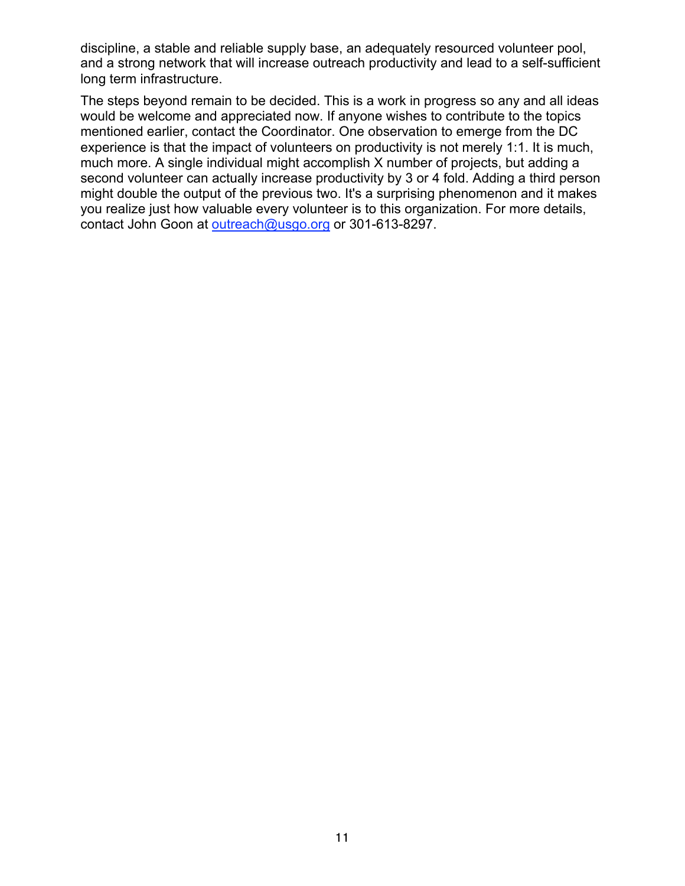discipline, a stable and reliable supply base, an adequately resourced volunteer pool, and a strong network that will increase outreach productivity and lead to a self-sufficient long term infrastructure.

The steps beyond remain to be decided. This is a work in progress so any and all ideas would be welcome and appreciated now. If anyone wishes to contribute to the topics mentioned earlier, contact the Coordinator. One observation to emerge from the DC experience is that the impact of volunteers on productivity is not merely 1:1. It is much, much more. A single individual might accomplish X number of projects, but adding a second volunteer can actually increase productivity by 3 or 4 fold. Adding a third person might double the output of the previous two. It's a surprising phenomenon and it makes you realize just how valuable every volunteer is to this organization. For more details, contact John Goon at outreach@usgo.org or 301-613-8297.